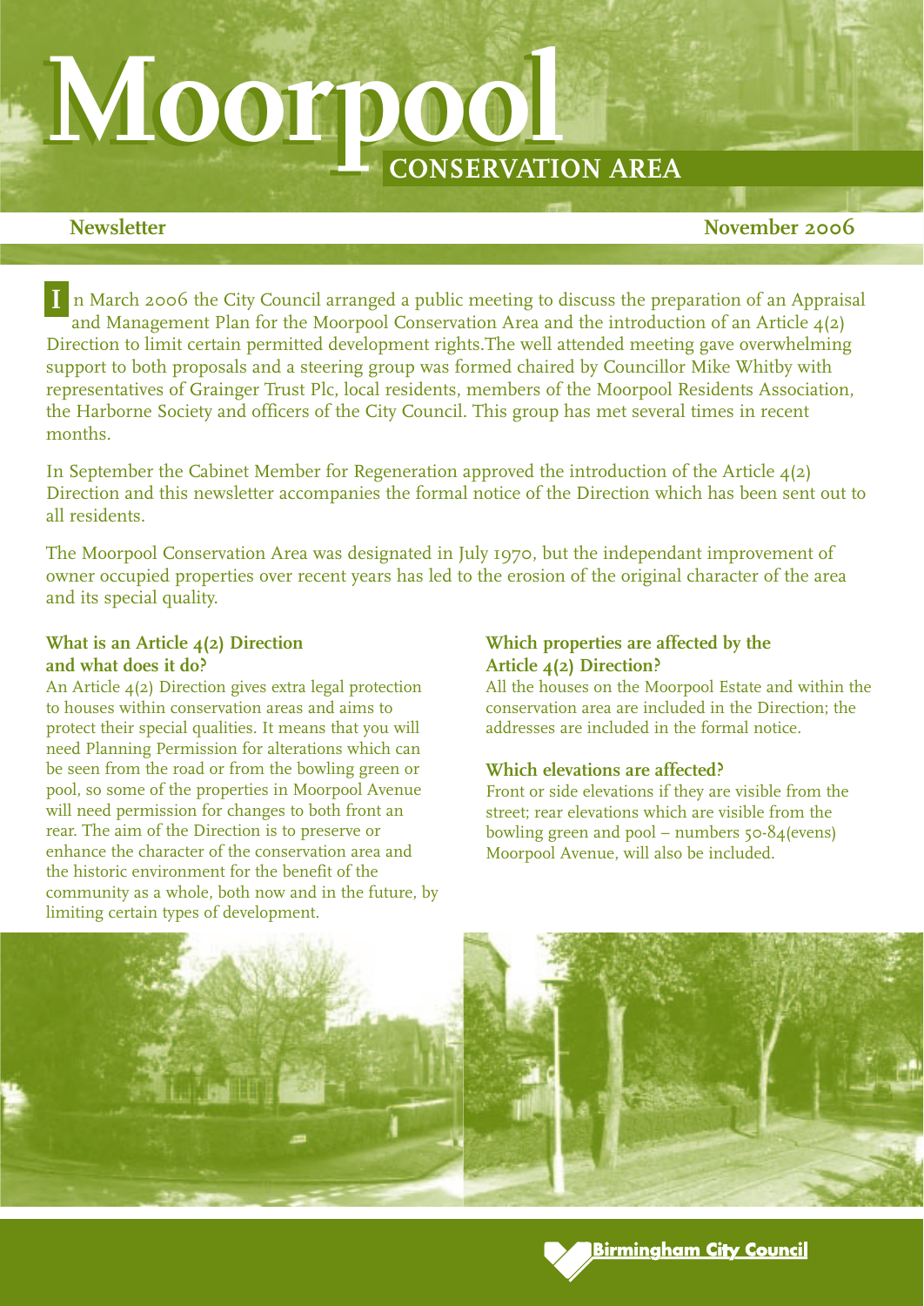# Moorpool

## CONSERVATION AREA

**Newsletter** **November 2006**

In March 2006 the City Council arranged a public meeting to discuss the preparation of an Appraisal and Management Plan for the Moorpool Conservation Area and the introduction of an Article 4(2) Direction to limit certain permitted development rights.The well attended meeting gave overwhelming support to both proposals and a steering group was formed chaired by Councillor Mike Whitby with representatives of Grainger Trust Plc, local residents, members of the Moorpool Residents Association, the Harborne Society and officers of the City Council. This group has met several times in recent months.

In September the Cabinet Member for Regeneration approved the introduction of the Article 4(2) Direction and this newsletter accompanies the formal notice of the Direction which has been sent out to all residents.

The Moorpool Conservation Area was designated in July 1970, but the independant improvement of owner occupied properties over recent years has led to the erosion of the original character of the area and its special quality.

### What is an Article 4(2) Direction and what does it do?

An Article 4(2) Direction gives extra legal protection to houses within conservation areas and aims to protect their special qualities. It means that you will need Planning Permission for alterations which can be seen from the road or from the bowling green or pool, so some of the properties in Moorpool Avenue will need permission for changes to both front an rear. The aim of the Direction is to preserve or enhance the character of the conservation area and the historic environment for the benefit of the community as a whole, both now and in the future, by limiting certain types of development.

### Which properties are affected by the Article 4(2) Direction?

All the houses on the Moorpool Estate and within the conservation area are included in the Direction; the addresses are included in the formal notice.

### Which elevations are affected?

Front or side elevations if they are visible from the street; rear elevations which are visible from the bowling green and pool – numbers 50-84(evens) Moorpool Avenue, will also be included.

Birmingham City Council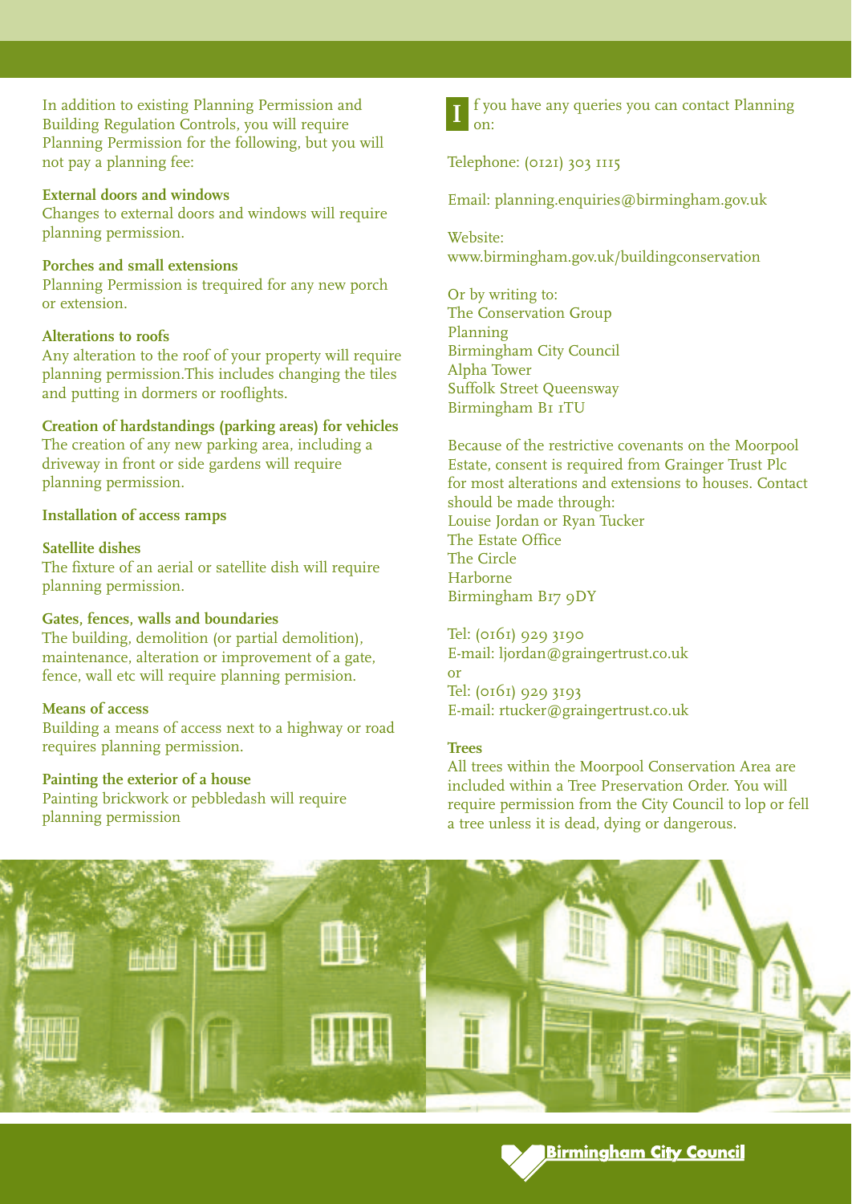In addition to existing Planning Permission and Building Regulation Controls, you will require Planning Permission for the following, but you will not pay a planning fee:

**External doors and windows**
Changes to external doors and windows will require planning permission.

**Porches and small extensions**
Planning Permission is trequired for any new porch or extension.

**Alterations to roofs**
Any alteration to the roof of your property will require planning permission.This includes changing the tiles and putting in dormers or rooflights.

**Creation of hardstandings (parking areas) for vehicles**
The creation of any new parking area, including a driveway in front or side gardens will require planning permission.

**Installation of access ramps**

**Satellite dishes**
The fixture of an aerial or satellite dish will require planning permission.

**Gates, fences, walls and boundaries**
The building, demolition (or partial demolition), maintenance, alteration or improvement of a gate, fence, wall etc will require planning permision.

**Means of access**
Building a means of access next to a highway or road requires planning permission.

**Painting the exterior of a house**
Painting brickwork or pebbledash will require planning permission

If you have any queries you can contact Planning on:

Telephone: (0121) 303 1115

Email: planning.enquiries@birmingham.gov.uk

Website:
www.birmingham.gov.uk/buildingconservation

Or by writing to:
The Conservation Group
Planning
Birmingham City Council
Alpha Tower
Suffolk Street Queensway
Birmingham B1 1TU

Because of the restrictive covenants on the Moorpool Estate, consent is required from Grainger Trust Plc for most alterations and extensions to houses. Contact should be made through:
Louise Jordan or Ryan Tucker
The Estate Office
The Circle
Harborne
Birmingham B17 9DY

Tel: (0161) 929 3190
E-mail: ljordan@graingertrust.co.uk
or
Tel: (0161) 929 3193
E-mail: rtucker@graingertrust.co.uk

**Trees**
All trees within the Moorpool Conservation Area are included within a Tree Preservation Order. You will require permission from the City Council to lop or fell a tree unless it is dead, dying or dangerous.

Birmingham City Council